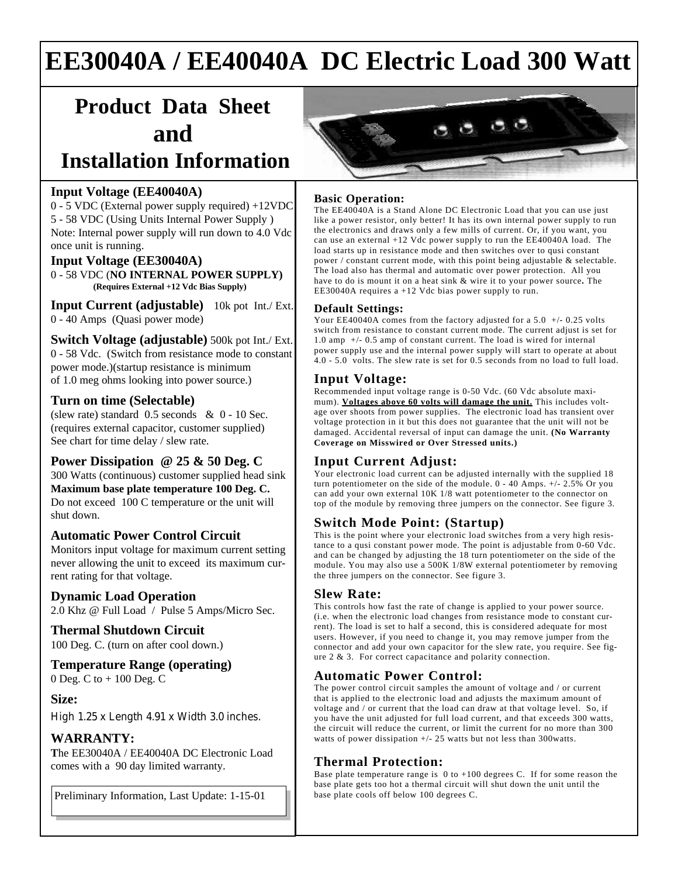# EE30040A / EE40040A DC Electric Load 300 Watt

## Product Data Sheet and Installation Information

### Input Voltage (EE40040A)

0 - 5 VDC (External power supply required) +12VDC
5 - 58 VDC (Using Units Internal Power Supply )
Note: Internal power supply will run down to 4.0 Vdc once unit is running.

### Input Voltage (EE30040A)

0 - 58 VDC (**NO INTERNAL POWER SUPPLY)**
**(Requires External +12 Vdc Bias Supply)**

**Input Current (adjustable)** 10k pot Int./ Ext.
0 - 40 Amps (Quasi power mode)

**Switch Voltage (adjustable)** 500k pot Int./ Ext.
0 - 58 Vdc. (Switch from resistance mode to constant power mode.)(startup resistance is minimum of 1.0 meg ohms looking into power source.)

### Turn on time (Selectable)

(slew rate) standard 0.5 seconds & 0 - 10 Sec.
(requires external capacitor, customer supplied)
See chart for time delay / slew rate.

### Power Dissipation @ 25 & 50 Deg. C

300 Watts (continuous) customer supplied head sink
**Maximum base plate temperature 100 Deg. C.**
Do not exceed 100 C temperature or the unit will shut down.

### Automatic Power Control Circuit

Monitors input voltage for maximum current setting never allowing the unit to exceed its maximum current rating for that voltage.

### Dynamic Load Operation

2.0 Khz @ Full Load / Pulse 5 Amps/Micro Sec.

### Thermal Shutdown Circuit

100 Deg. C. (turn on after cool down.)

### Temperature Range (operating)

0 Deg. C to + 100 Deg. C

### Size:

High 1.25 x Length 4.91 x Width 3.0 inches.

### WARRANTY:

**T**he EE30040A / EE40040A DC Electronic Load comes with a 90 day limited warranty.

Preliminary Information, Last Update: 1-15-01

### Basic Operation:

The EE40040A is a Stand Alone DC Electronic Load that you can use just like a power resistor, only better! It has its own internal power supply to run the electronics and draws only a few mills of current. Or, if you want, you can use an external +12 Vdc power supply to run the EE40040A load. The load starts up in resistance mode and then switches over to qusi constant power / constant current mode, with this point being adjustable & selectable. The load also has thermal and automatic over power protection. All you have to do is mount it on a heat sink & wire it to your power source**.** The EE30040A requires a +12 Vdc bias power supply to run.

### Default Settings:

Your EE40040A comes from the factory adjusted for a 5.0 +/- 0.25 volts switch from resistance to constant current mode. The current adjust is set for 1.0 amp +/- 0.5 amp of constant current. The load is wired for internal power supply use and the internal power supply will start to operate at about 4.0 - 5.0 volts. The slew rate is set for 0.5 seconds from no load to full load.

### Input Voltage:

Recommended input voltage range is 0-50 Vdc. (60 Vdc absolute maximum). **Voltages above 60 volts will damage the unit.** This includes voltage over shoots from power supplies. The electronic load has transient over voltage protection in it but this does not guarantee that the unit will not be damaged. Accidental reversal of input can damage the unit. **(No Warranty Coverage on Misswired or Over Stressed units.)**

### Input Current Adjust:

Your electronic load current can be adjusted internally with the supplied 18 turn potentiometer on the side of the module. 0 - 40 Amps. +/- 2.5% Or you can add your own external 10K 1/8 watt potentiometer to the connector on top of the module by removing three jumpers on the connector. See figure 3.

### Switch Mode Point: (Startup)

This is the point where your electronic load switches from a very high resistance to a qusi constant power mode. The point is adjustable from 0-60 Vdc. and can be changed by adjusting the 18 turn potentiometer on the side of the module. You may also use a 500K 1/8W external potentiometer by removing the three jumpers on the connector. See figure 3.

### Slew Rate:

This controls how fast the rate of change is applied to your power source. (i.e. when the electronic load changes from resistance mode to constant current). The load is set to half a second, this is considered adequate for most users. However, if you need to change it, you may remove jumper from the connector and add your own capacitor for the slew rate, you require. See figure 2 & 3. For correct capacitance and polarity connection.

### Automatic Power Control:

The power control circuit samples the amount of voltage and / or current that is applied to the electronic load and adjusts the maximum amount of voltage and / or current that the load can draw at that voltage level. So, if you have the unit adjusted for full load current, and that exceeds 300 watts, the circuit will reduce the current, or limit the current for no more than 300 watts of power dissipation +/- 25 watts but not less than 300watts.

### Thermal Protection:

Base plate temperature range is 0 to +100 degrees C. If for some reason the base plate gets too hot a thermal circuit will shut down the unit until the base plate cools off below 100 degrees C.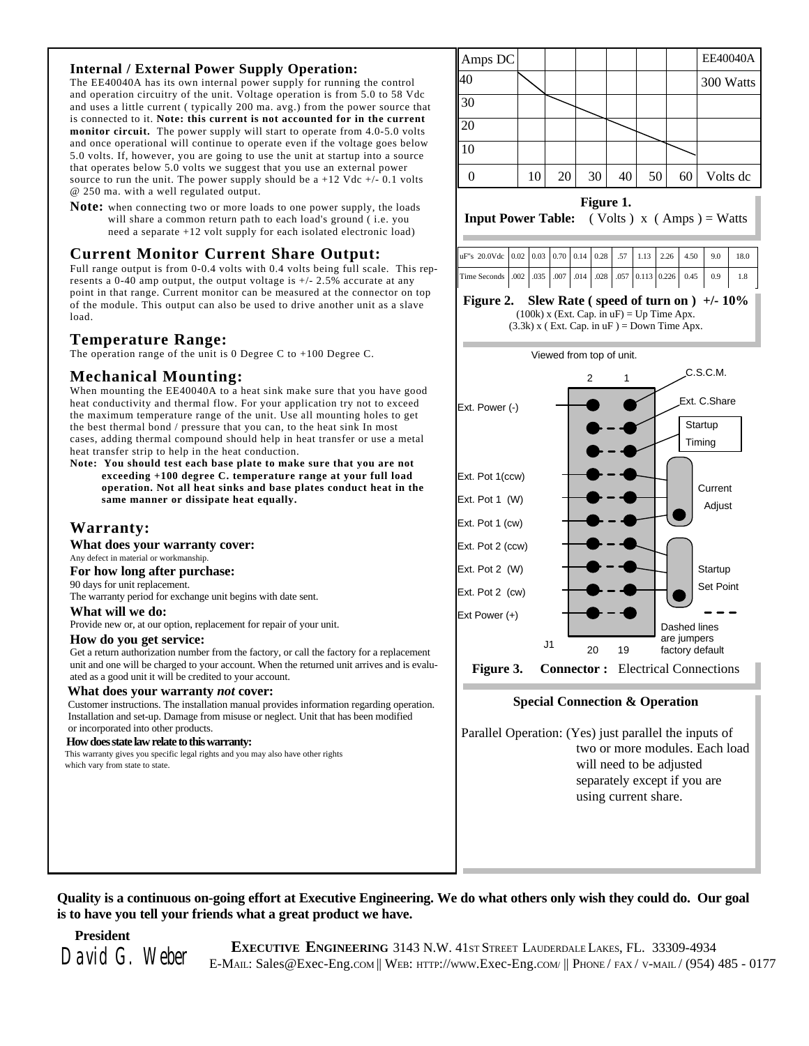## Internal / External Power Supply Operation:

The EE40040A has its own internal power supply for running the control and operation circuitry of the unit. Voltage operation is from 5.0 to 58 Vdc and uses a little current ( typically 200 ma. avg.) from the power source that is connected to it. **Note: this current is not accounted for in the current monitor circuit.** The power supply will start to operate from 4.0-5.0 volts and once operational will continue to operate even if the voltage goes below 5.0 volts. If, however, you are going to use the unit at startup into a source that operates below 5.0 volts we suggest that you use an external power source to run the unit. The power supply should be a +12 Vdc +/- 0.1 volts @ 250 ma. with a well regulated output.

**Note:** when connecting two or more loads to one power supply, the loads will share a common return path to each load's ground ( i.e. you need a separate +12 volt supply for each isolated electronic load)

## Current Monitor Current Share Output:

Full range output is from 0-0.4 volts with 0.4 volts being full scale. This represents a 0-40 amp output, the output voltage is +/- 2.5% accurate at any point in that range. Current monitor can be measured at the connector on top of the module. This output can also be used to drive another unit as a slave load.

## Temperature Range:

The operation range of the unit is 0 Degree C to +100 Degree C.

## Mechanical Mounting:

When mounting the EE40040A to a heat sink make sure that you have good heat conductivity and thermal flow. For your application try not to exceed the maximum temperature range of the unit. Use all mounting holes to get the best thermal bond / pressure that you can, to the heat sink In most cases, adding thermal compound should help in heat transfer or use a metal heat transfer strip to help in the heat conduction.

**Note: You should test each base plate to make sure that you are not exceeding +100 degree C. temperature range at your full load operation. Not all heat sinks and base plates conduct heat in the same manner or dissipate heat equally.**

## Warranty:

### What does your warranty cover:

Any defect in material or workmanship.

### For how long after purchase:

90 days for unit replacement.
The warranty period for exchange unit begins with date sent.

### What will we do:

Provide new or, at our option, replacement for repair of your unit.

### How do you get service:

Get a return authorization number from the factory, or call the factory for a replacement unit and one will be charged to your account. When the returned unit arrives and is evaluated as a good unit it will be credited to your account.

### What does your warranty *not* cover:

Customer instructions. The installation manual provides information regarding operation. Installation and set-up. Damage from misuse or neglect. Unit that has been modified or incorporated into other products.

### How does state law relate to this warranty:

This warranty gives you specific legal rights and you may also have other rights which vary from state to state.

| Amps DC | | | | | | | EE40040A |
|---|---|---|---|---|---|---|---|
| 40 | | | | | | | 300 Watts |
| 30 | | | | | | | |
| 20 | | | | | | | |
| 10 | | | | | | | |
| 0 | 10 | 20 | 30 | 40 | 50 | 60 | Volts dc |

**Figure 1.**
**Input Power Table:** ( Volts ) x ( Amps ) = Watts

| uF"s 20.0Vdc | 0.02 | 0.03 | 0.70 | 0.14 | 0.28 | .57 | 1.13 | 2.26 | 4.50 | 9.0 | 18.0 |
|---|---|---|---|---|---|---|---|---|---|---|---|
| Time Seconds | .002 | .035 | .007 | .014 | .028 | .057 | 0.113 | 0.226 | 0.45 | 0.9 | 1.8 |

**Figure 2. Slew Rate ( speed of turn on ) +/- 10%**
(100k) x (Ext. Cap. in uF) = Up Time Apx.
(3.3k) x ( Ext. Cap. in uF ) = Down Time Apx.

Viewed from top of unit.

| Left label | Pin (2...20) | Pin (1...19) | Right label |
|---|---|---|---|
| Ext. Power (-) | 2 | 1 | C.S.C.M. |
| | ● | ● | Ext. C.Share |
| | ● | ● | Startup Timing |
| Ext. Pot 1(ccw) | ● | ● | Current Adjust |
| Ext. Pot 1 (W) | ● | ● | |
| Ext. Pot 1 (cw) | ● | ● | |
| Ext. Pot 2 (ccw) | ● | ● | Startup Set Point |
| Ext. Pot 2 (W) | ● | ● | |
| Ext. Pot 2 (cw) | ● | ● | |
| Ext Power (+) | 20 | 19 | |

J1

Dashed lines are jumpers factory default

**Figure 3. Connector :** Electrical Connections

### Special Connection & Operation

Parallel Operation: (Yes) just parallel the inputs of two or more modules. Each load will need to be adjusted separately except if you are using current share.

**Quality is a continuous on-going effort at Executive Engineering. We do what others only wish they could do. Our goal is to have you tell your friends what a great product we have.**

**President**
David G. Weber

**EXECUTIVE ENGINEERING** 3143 N.W. 41ST STREET LAUDERDALE LAKES, FL. 33309-4934
E-MAIL: Sales@Exec-Eng.COM || WEB: HTTP://WWW.Exec-Eng.COM/ || PHONE / FAX / V-MAIL / (954) 485 - 0177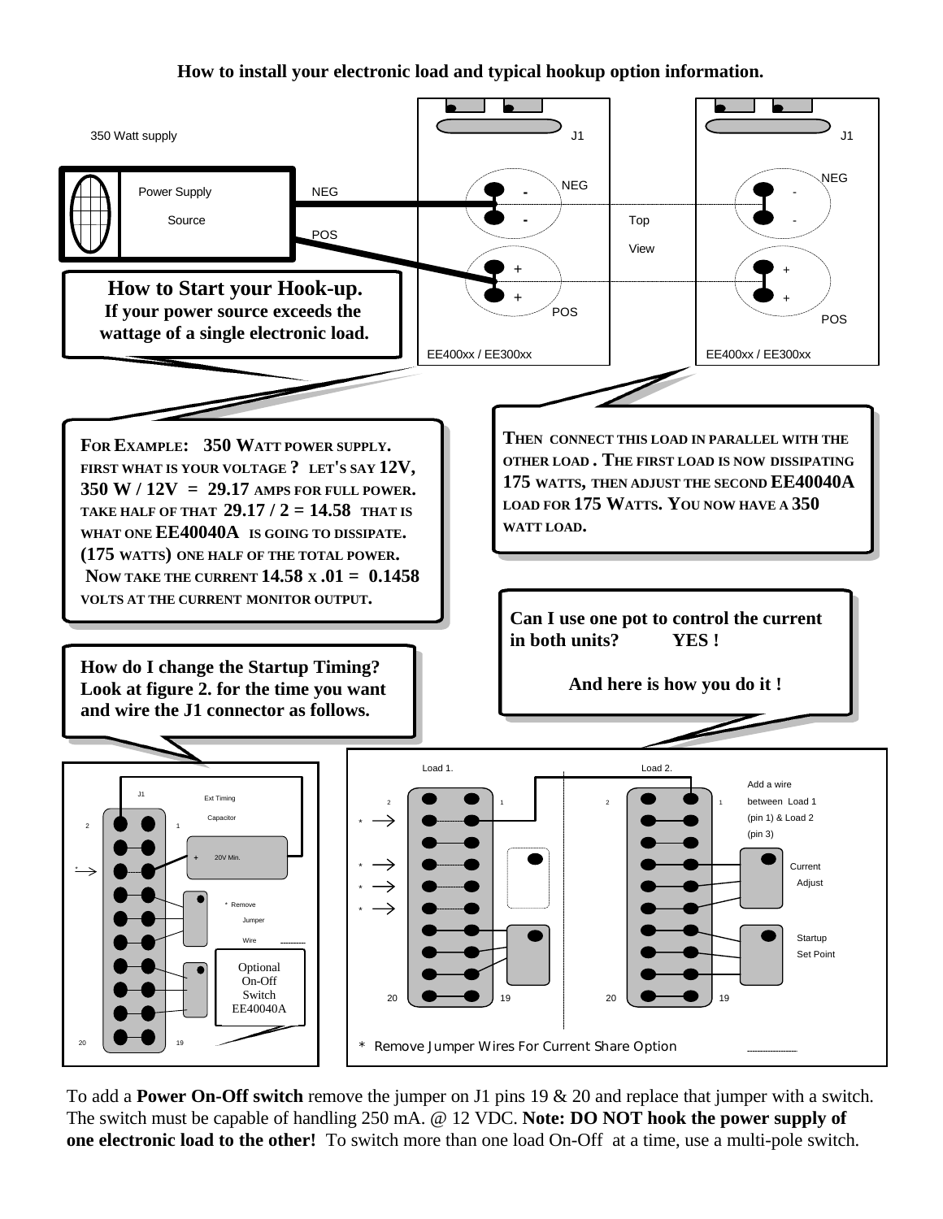**How to install your electronic load and typical hookup option information.**

350 Watt supply

Power Supply Source

NEG

POS

J1

NEG

POS

Top View

EE400xx / EE300xx

EE400xx / EE300xx

**How to Start your Hook-up.**
**If your power source exceeds the wattage of a single electronic load.**

**FOR EXAMPLE: 350 WATT POWER SUPPLY. FIRST WHAT IS YOUR VOLTAGE ? LET'S SAY 12V, 350 W / 12V = 29.17 AMPS FOR FULL POWER. TAKE HALF OF THAT 29.17 / 2 = 14.58 THAT IS WHAT ONE EE40040A IS GOING TO DISSIPATE. (175 WATTS) ONE HALF OF THE TOTAL POWER. NOW TAKE THE CURRENT 14.58 X .01 = 0.1458 VOLTS AT THE CURRENT MONITOR OUTPUT.**

**THEN CONNECT THIS LOAD IN PARALLEL WITH THE OTHER LOAD . THE FIRST LOAD IS NOW DISSIPATING 175 WATTS, THEN ADJUST THE SECOND EE40040A LOAD FOR 175 WATTS. YOU NOW HAVE A 350 WATT LOAD.**

**Can I use one pot to control the current in both units? YES !**

**And here is how you do it !**

**How do I change the Startup Timing? Look at figure 2. for the time you want and wire the J1 connector as follows.**

J1 — Ext Timing Capacitor — + 20V Min. — * Remove Jumper Wire — Optional On-Off Switch EE40040A

Load 1. — Load 2. — Add a wire between Load 1 (pin 1) & Load 2 (pin 3) — Current Adjust — Startup Set Point

* Remove Jumper Wires For Current Share Option

To add a **Power On-Off switch** remove the jumper on J1 pins 19 & 20 and replace that jumper with a switch. The switch must be capable of handling 250 mA. @ 12 VDC. **Note: DO NOT hook the power supply of one electronic load to the other!** To switch more than one load On-Off at a time, use a multi-pole switch.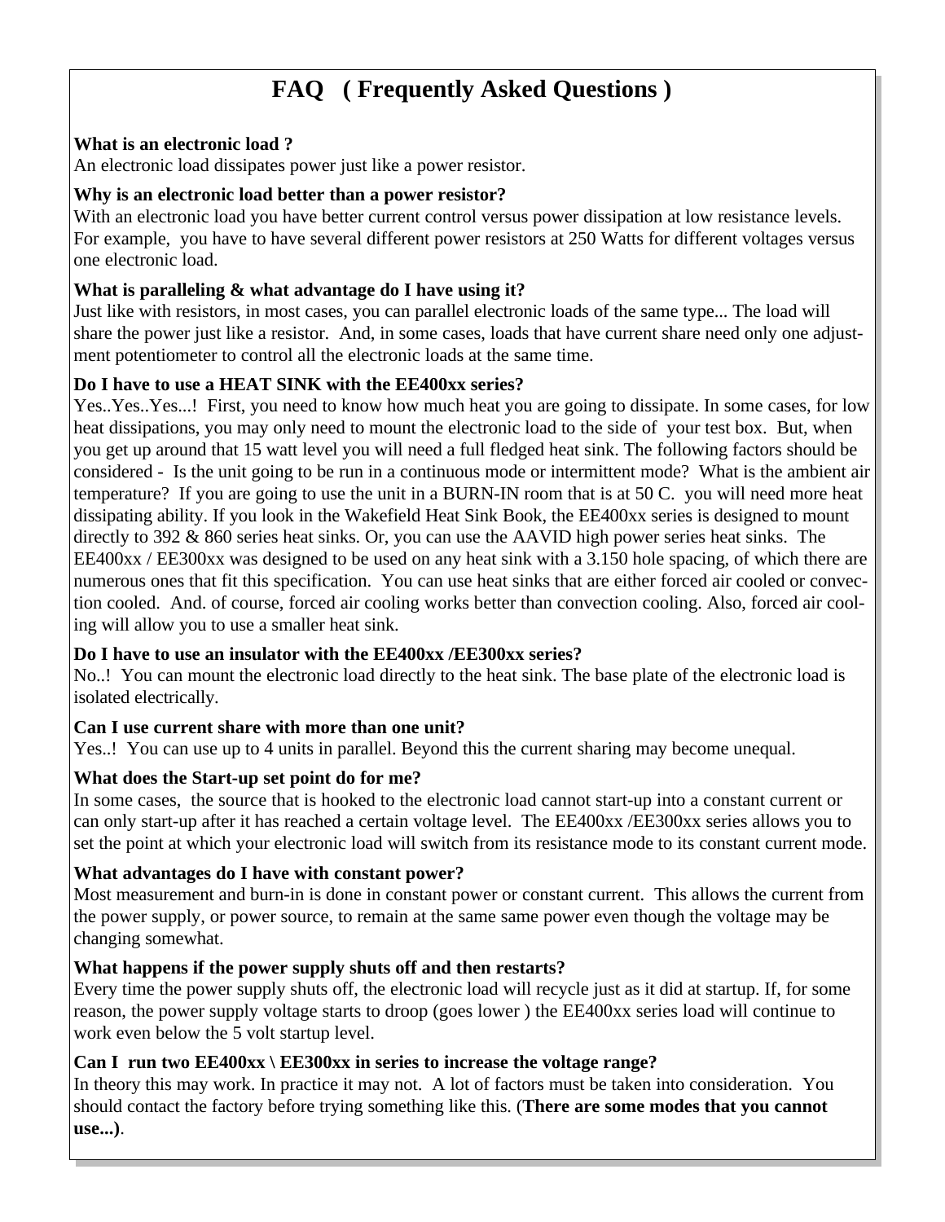# FAQ ( Frequently Asked Questions )

**What is an electronic load ?**
An electronic load dissipates power just like a power resistor.

**Why is an electronic load better than a power resistor?**
With an electronic load you have better current control versus power dissipation at low resistance levels. For example, you have to have several different power resistors at 250 Watts for different voltages versus one electronic load.

**What is paralleling & what advantage do I have using it?**
Just like with resistors, in most cases, you can parallel electronic loads of the same type... The load will share the power just like a resistor. And, in some cases, loads that have current share need only one adjustment potentiometer to control all the electronic loads at the same time.

**Do I have to use a HEAT SINK with the EE400xx series?**
Yes..Yes..Yes...! First, you need to know how much heat you are going to dissipate. In some cases, for low heat dissipations, you may only need to mount the electronic load to the side of your test box. But, when you get up around that 15 watt level you will need a full fledged heat sink. The following factors should be considered - Is the unit going to be run in a continuous mode or intermittent mode? What is the ambient air temperature? If you are going to use the unit in a BURN-IN room that is at 50 C. you will need more heat dissipating ability. If you look in the Wakefield Heat Sink Book, the EE400xx series is designed to mount directly to 392 & 860 series heat sinks. Or, you can use the AAVID high power series heat sinks. The EE400xx / EE300xx was designed to be used on any heat sink with a 3.150 hole spacing, of which there are numerous ones that fit this specification. You can use heat sinks that are either forced air cooled or convection cooled. And. of course, forced air cooling works better than convection cooling. Also, forced air cooling will allow you to use a smaller heat sink.

**Do I have to use an insulator with the EE400xx /EE300xx series?**
No..! You can mount the electronic load directly to the heat sink. The base plate of the electronic load is isolated electrically.

**Can I use current share with more than one unit?**
Yes..! You can use up to 4 units in parallel. Beyond this the current sharing may become unequal.

**What does the Start-up set point do for me?**
In some cases, the source that is hooked to the electronic load cannot start-up into a constant current or can only start-up after it has reached a certain voltage level. The EE400xx /EE300xx series allows you to set the point at which your electronic load will switch from its resistance mode to its constant current mode.

**What advantages do I have with constant power?**
Most measurement and burn-in is done in constant power or constant current. This allows the current from the power supply, or power source, to remain at the same same power even though the voltage may be changing somewhat.

**What happens if the power supply shuts off and then restarts?**
Every time the power supply shuts off, the electronic load will recycle just as it did at startup. If, for some reason, the power supply voltage starts to droop (goes lower ) the EE400xx series load will continue to work even below the 5 volt startup level.

**Can I run two EE400xx \ EE300xx in series to increase the voltage range?**
In theory this may work. In practice it may not. A lot of factors must be taken into consideration. You should contact the factory before trying something like this. (**There are some modes that you cannot use...)**.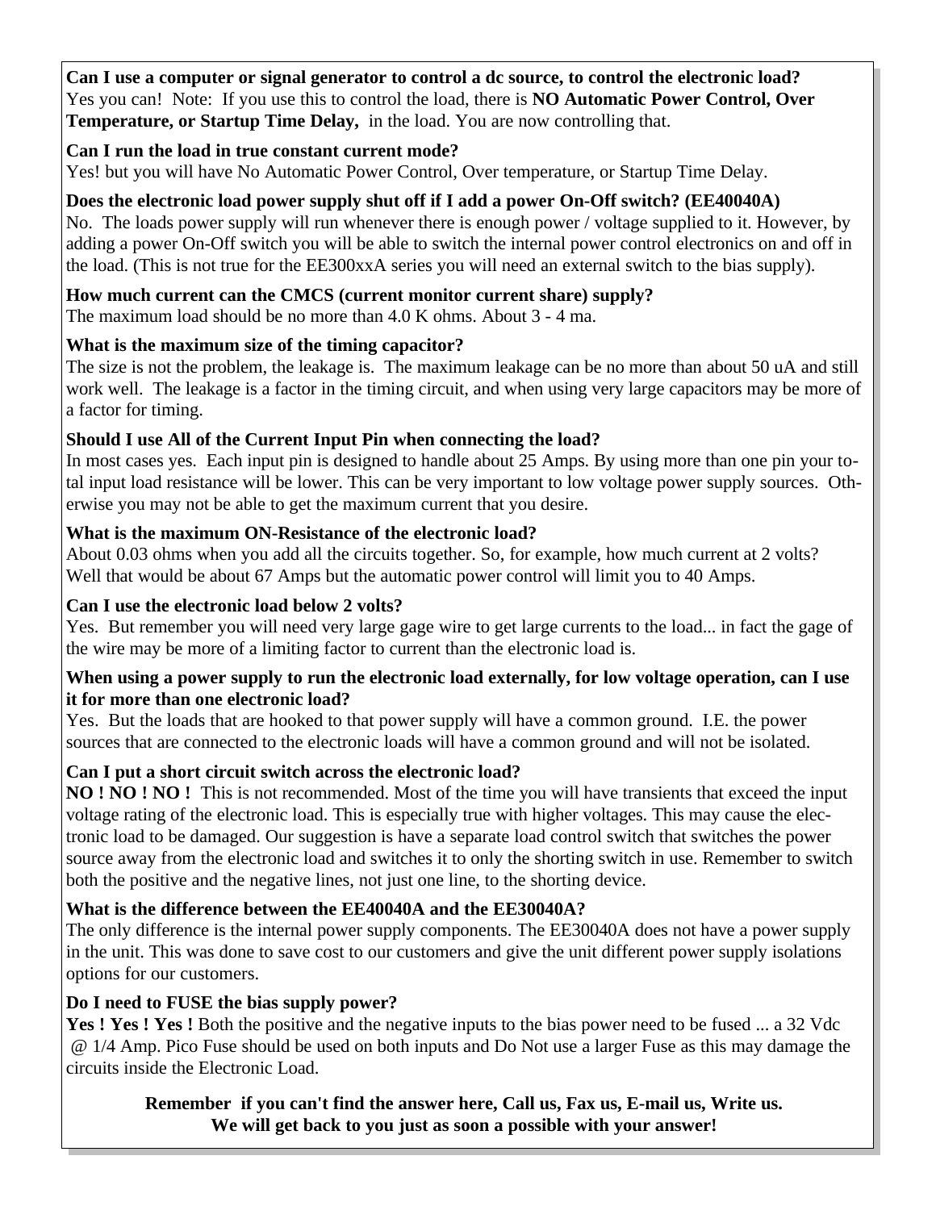**Can I use a computer or signal generator to control a dc source, to control the electronic load?**
Yes you can! Note: If you use this to control the load, there is **NO Automatic Power Control, Over Temperature, or Startup Time Delay,** in the load. You are now controlling that.

**Can I run the load in true constant current mode?**
Yes! but you will have No Automatic Power Control, Over temperature, or Startup Time Delay.

**Does the electronic load power supply shut off if I add a power On-Off switch? (EE40040A)**
No. The loads power supply will run whenever there is enough power / voltage supplied to it. However, by adding a power On-Off switch you will be able to switch the internal power control electronics on and off in the load. (This is not true for the EE300xxA series you will need an external switch to the bias supply).

**How much current can the CMCS (current monitor current share) supply?**
The maximum load should be no more than 4.0 K ohms. About 3 - 4 ma.

**What is the maximum size of the timing capacitor?**
The size is not the problem, the leakage is. The maximum leakage can be no more than about 50 uA and still work well. The leakage is a factor in the timing circuit, and when using very large capacitors may be more of a factor for timing.

**Should I use All of the Current Input Pin when connecting the load?**
In most cases yes. Each input pin is designed to handle about 25 Amps. By using more than one pin your total input load resistance will be lower. This can be very important to low voltage power supply sources. Otherwise you may not be able to get the maximum current that you desire.

**What is the maximum ON-Resistance of the electronic load?**
About 0.03 ohms when you add all the circuits together. So, for example, how much current at 2 volts? Well that would be about 67 Amps but the automatic power control will limit you to 40 Amps.

**Can I use the electronic load below 2 volts?**
Yes. But remember you will need very large gage wire to get large currents to the load... in fact the gage of the wire may be more of a limiting factor to current than the electronic load is.

**When using a power supply to run the electronic load externally, for low voltage operation, can I use it for more than one electronic load?**
Yes. But the loads that are hooked to that power supply will have a common ground. I.E. the power sources that are connected to the electronic loads will have a common ground and will not be isolated.

**Can I put a short circuit switch across the electronic load?**
**NO ! NO ! NO !** This is not recommended. Most of the time you will have transients that exceed the input voltage rating of the electronic load. This is especially true with higher voltages. This may cause the electronic load to be damaged. Our suggestion is have a separate load control switch that switches the power source away from the electronic load and switches it to only the shorting switch in use. Remember to switch both the positive and the negative lines, not just one line, to the shorting device.

**What is the difference between the EE40040A and the EE30040A?**
The only difference is the internal power supply components. The EE30040A does not have a power supply in the unit. This was done to save cost to our customers and give the unit different power supply isolations options for our customers.

**Do I need to FUSE the bias supply power?**
**Yes ! Yes ! Yes !** Both the positive and the negative inputs to the bias power need to be fused ... a 32 Vdc @ 1/4 Amp. Pico Fuse should be used on both inputs and Do Not use a larger Fuse as this may damage the circuits inside the Electronic Load.

**Remember if you can't find the answer here, Call us, Fax us, E-mail us, Write us.**
**We will get back to you just as soon a possible with your answer!**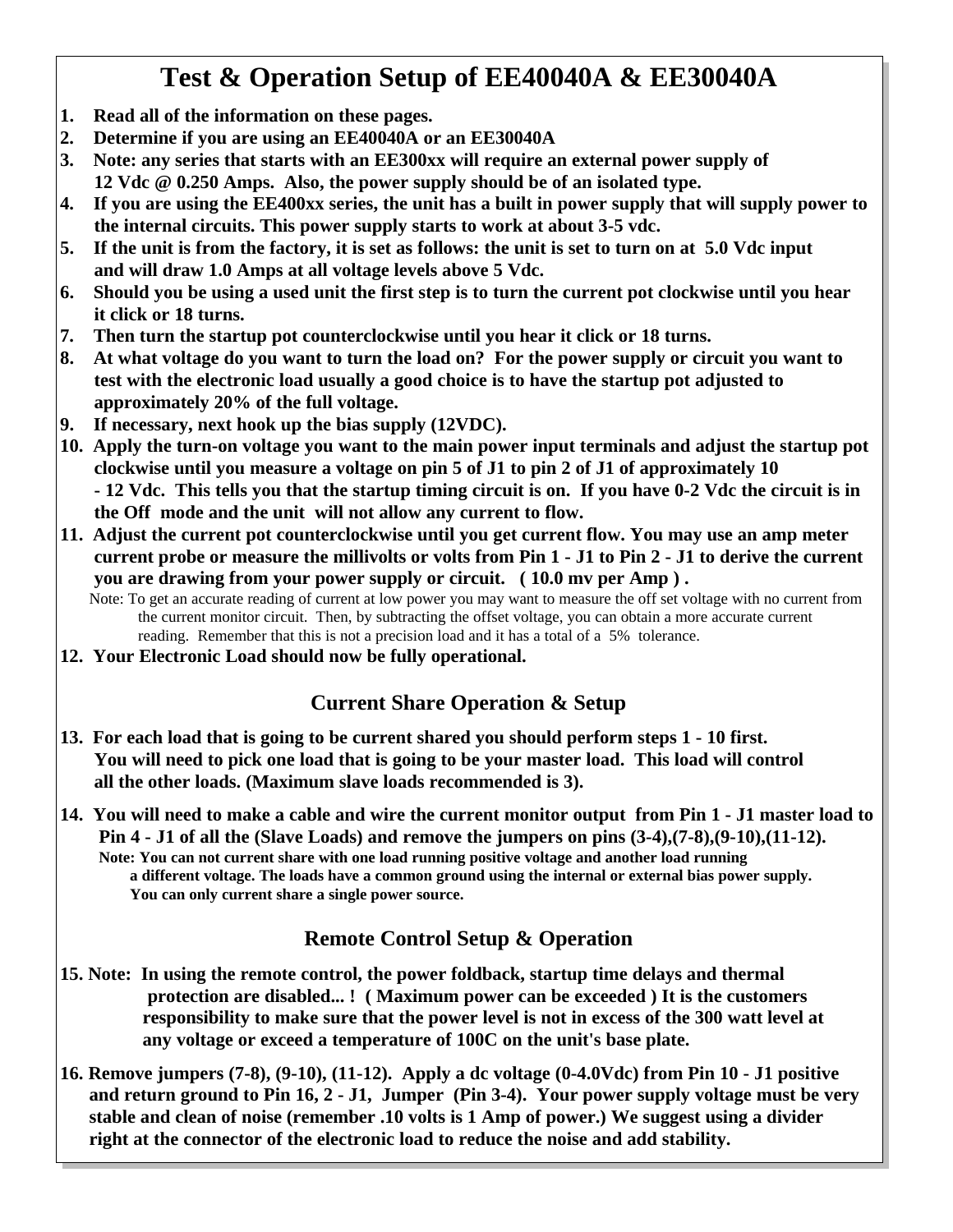# Test & Operation Setup of EE40040A & EE30040A

1. **Read all of the information on these pages.**
2. **Determine if you are using an EE40040A or an EE30040A**
3. **Note: any series that starts with an EE300xx will require an external power supply of 12 Vdc @ 0.250 Amps. Also, the power supply should be of an isolated type.**
4. **If you are using the EE400xx series, the unit has a built in power supply that will supply power to the internal circuits. This power supply starts to work at about 3-5 vdc.**
5. **If the unit is from the factory, it is set as follows: the unit is set to turn on at 5.0 Vdc input and will draw 1.0 Amps at all voltage levels above 5 Vdc.**
6. **Should you be using a used unit the first step is to turn the current pot clockwise until you hear it click or 18 turns.**
7. **Then turn the startup pot counterclockwise until you hear it click or 18 turns.**
8. **At what voltage do you want to turn the load on? For the power supply or circuit you want to test with the electronic load usually a good choice is to have the startup pot adjusted to approximately 20% of the full voltage.**
9. **If necessary, next hook up the bias supply (12VDC).**
10. **Apply the turn-on voltage you want to the main power input terminals and adjust the startup pot clockwise until you measure a voltage on pin 5 of J1 to pin 2 of J1 of approximately 10 - 12 Vdc. This tells you that the startup timing circuit is on. If you have 0-2 Vdc the circuit is in the Off mode and the unit will not allow any current to flow.**
11. **Adjust the current pot counterclockwise until you get current flow. You may use an amp meter current probe or measure the millivolts or volts from Pin 1 - J1 to Pin 2 - J1 to derive the current you are drawing from your power supply or circuit. ( 10.0 mv per Amp ) .**

    Note: To get an accurate reading of current at low power you may want to measure the off set voltage with no current from the current monitor circuit. Then, by subtracting the offset voltage, you can obtain a more accurate current reading. Remember that this is not a precision load and it has a total of a 5% tolerance.
12. **Your Electronic Load should now be fully operational.**

## Current Share Operation & Setup

13. **For each load that is going to be current shared you should perform steps 1 - 10 first. You will need to pick one load that is going to be your master load. This load will control all the other loads. (Maximum slave loads recommended is 3).**

14. **You will need to make a cable and wire the current monitor output from Pin 1 - J1 master load to Pin 4 - J1 of all the (Slave Loads) and remove the jumpers on pins (3-4),(7-8),(9-10),(11-12).**

    **Note: You can not current share with one load running positive voltage and another load running a different voltage. The loads have a common ground using the internal or external bias power supply. You can only current share a single power source.**

## Remote Control Setup & Operation

15. **Note: In using the remote control, the power foldback, startup time delays and thermal protection are disabled... ! ( Maximum power can be exceeded ) It is the customers responsibility to make sure that the power level is not in excess of the 300 watt level at any voltage or exceed a temperature of 100C on the unit's base plate.**

16. **Remove jumpers (7-8), (9-10), (11-12). Apply a dc voltage (0-4.0Vdc) from Pin 10 - J1 positive and return ground to Pin 16, 2 - J1, Jumper (Pin 3-4). Your power supply voltage must be very stable and clean of noise (remember .10 volts is 1 Amp of power.) We suggest using a divider right at the connector of the electronic load to reduce the noise and add stability.**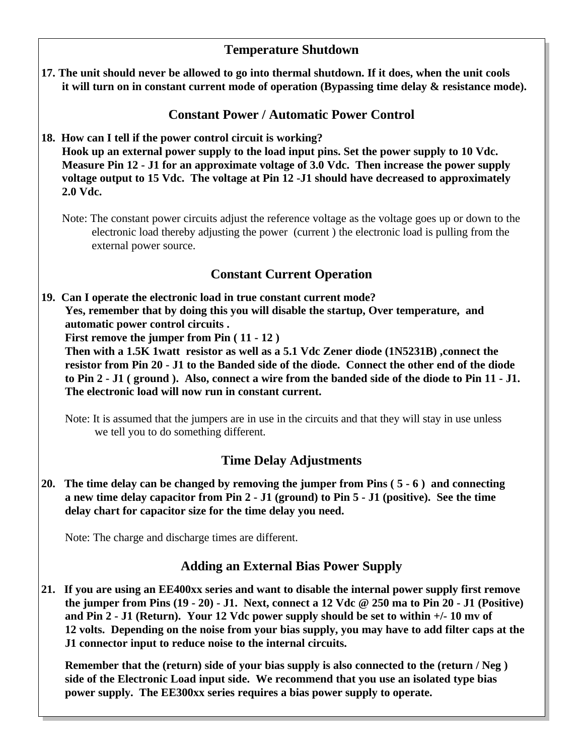## Temperature Shutdown

**17. The unit should never be allowed to go into thermal shutdown. If it does, when the unit cools it will turn on in constant current mode of operation (Bypassing time delay & resistance mode).**

## Constant Power / Automatic Power Control

**18. How can I tell if the power control circuit is working?**
**Hook up an external power supply to the load input pins. Set the power supply to 10 Vdc. Measure Pin 12 - J1 for an approximate voltage of 3.0 Vdc. Then increase the power supply voltage output to 15 Vdc. The voltage at Pin 12 -J1 should have decreased to approximately 2.0 Vdc.**

Note: The constant power circuits adjust the reference voltage as the voltage goes up or down to the electronic load thereby adjusting the power (current ) the electronic load is pulling from the external power source.

## Constant Current Operation

**19. Can I operate the electronic load in true constant current mode?**
**Yes, remember that by doing this you will disable the startup, Over temperature, and automatic power control circuits .**
**First remove the jumper from Pin ( 11 - 12 )**
**Then with a 1.5K 1watt resistor as well as a 5.1 Vdc Zener diode (1N5231B) ,connect the resistor from Pin 20 - J1 to the Banded side of the diode. Connect the other end of the diode to Pin 2 - J1 ( ground ). Also, connect a wire from the banded side of the diode to Pin 11 - J1. The electronic load will now run in constant current.**

Note: It is assumed that the jumpers are in use in the circuits and that they will stay in use unless we tell you to do something different.

## Time Delay Adjustments

**20. The time delay can be changed by removing the jumper from Pins ( 5 - 6 ) and connecting a new time delay capacitor from Pin 2 - J1 (ground) to Pin 5 - J1 (positive). See the time delay chart for capacitor size for the time delay you need.**

Note: The charge and discharge times are different.

## Adding an External Bias Power Supply

**21. If you are using an EE400xx series and want to disable the internal power supply first remove the jumper from Pins (19 - 20) - J1. Next, connect a 12 Vdc @ 250 ma to Pin 20 - J1 (Positive) and Pin 2 - J1 (Return). Your 12 Vdc power supply should be set to within +/- 10 mv of 12 volts. Depending on the noise from your bias supply, you may have to add filter caps at the J1 connector input to reduce noise to the internal circuits.**

**Remember that the (return) side of your bias supply is also connected to the (return / Neg ) side of the Electronic Load input side. We recommend that you use an isolated type bias power supply. The EE300xx series requires a bias power supply to operate.**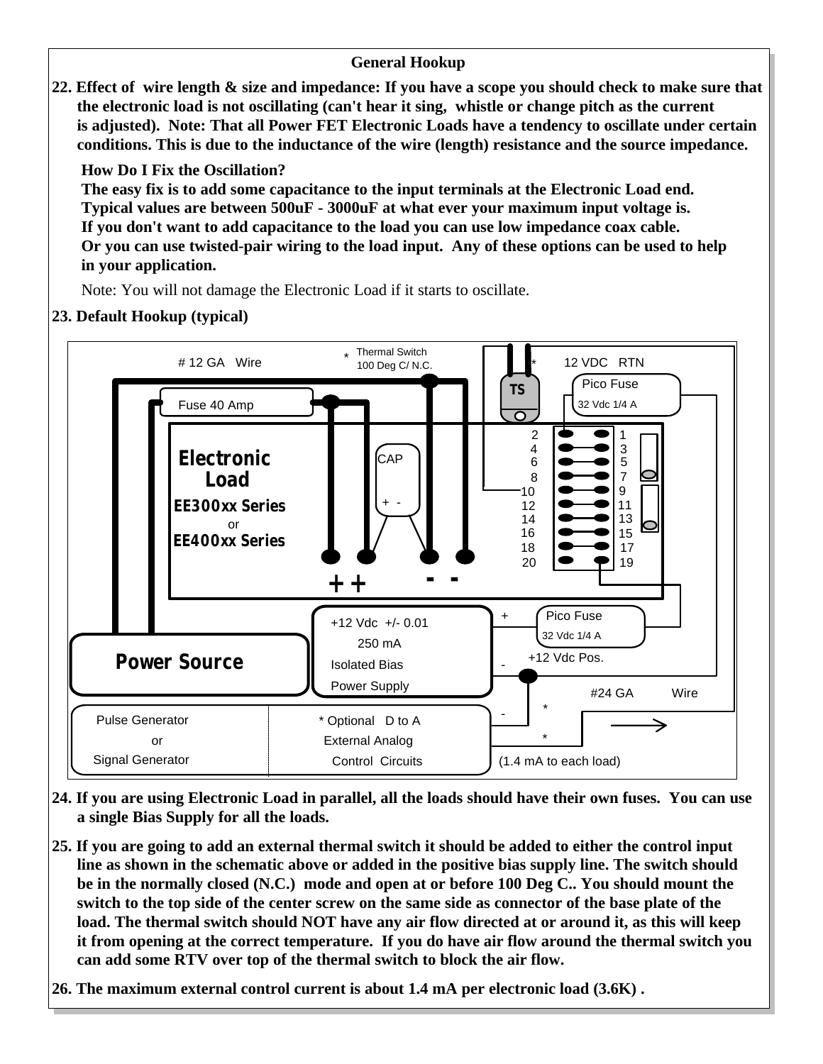## General Hookup

**22. Effect of wire length & size and impedance: If you have a scope you should check to make sure that the electronic load is not oscillating (can't hear it sing, whistle or change pitch as the current is adjusted). Note: That all Power FET Electronic Loads have a tendency to oscillate under certain conditions. This is due to the inductance of the wire (length) resistance and the source impedance.**

**How Do I Fix the Oscillation?**
**The easy fix is to add some capacitance to the input terminals at the Electronic Load end. Typical values are between 500uF - 3000uF at what ever your maximum input voltage is. If you don't want to add capacitance to the load you can use low impedance coax cable. Or you can use twisted-pair wiring to the load input. Any of these options can be used to help in your application.**

Note: You will not damage the Electronic Load if it starts to oscillate.

**23. Default Hookup (typical)**

# 12 GA Wire
* Thermal Switch
100 Deg C/ N.C.
* 12 VDC RTN
TS
Fuse 40 Amp
Pico Fuse
32 Vdc 1/4 A
Electronic Load
EE300xx Series
or
EE400xx Series
CAP
+ -
2 4 6 8 10 12 14 16 18 20
1 3 5 7 9 11 13 15 17 19
+ + - -
+12 Vdc +/- 0.01
250 mA
Isolated Bias
Power Supply
+
-
Pico Fuse
32 Vdc 1/4 A
+12 Vdc Pos.
Power Source
#24 GA Wire
Pulse Generator
or
Signal Generator
* Optional D to A
External Analog
Control Circuits
-
*
*
(1.4 mA to each load)

**24. If you are using Electronic Load in parallel, all the loads should have their own fuses. You can use a single Bias Supply for all the loads.**

**25. If you are going to add an external thermal switch it should be added to either the control input line as shown in the schematic above or added in the positive bias supply line. The switch should be in the normally closed (N.C.) mode and open at or before 100 Deg C.. You should mount the switch to the top side of the center screw on the same side as connector of the base plate of the load. The thermal switch should NOT have any air flow directed at or around it, as this will keep it from opening at the correct temperature. If you do have air flow around the thermal switch you can add some RTV over top of the thermal switch to block the air flow.**

**26. The maximum external control current is about 1.4 mA per electronic load (3.6K) .**